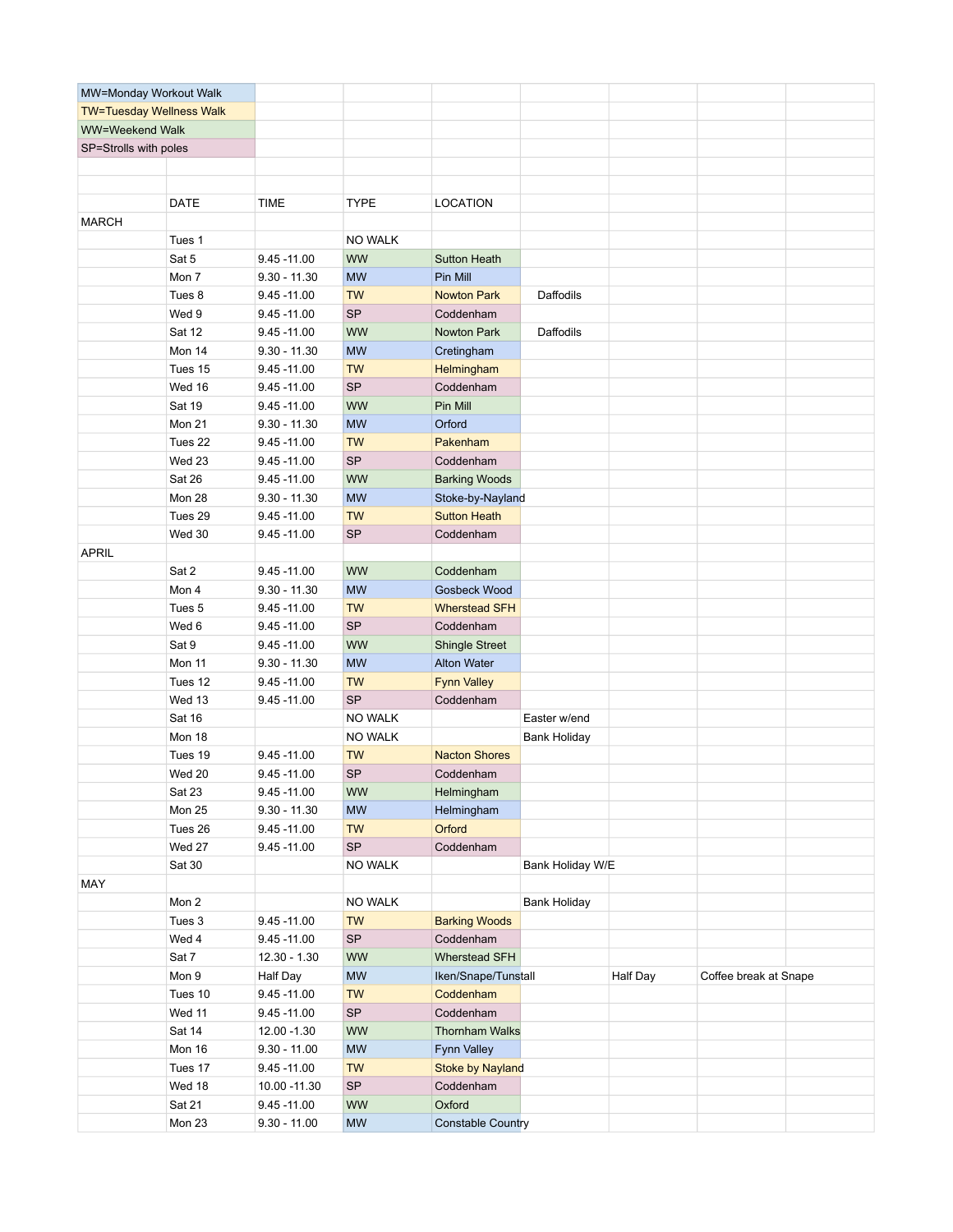| MW=Monday Workout Walk | | | | | | | | |
|---|---|---|---|---|---|---|---|---|
| TW=Tuesday Wellness Walk | | | | | | | | |
| WW=Weekend Walk | | | | | | | | |
| SP=Strolls with poles | | | | | | | | |

| | DATE | TIME | TYPE | LOCATION | | | |
|---|---|---|---|---|---|---|---|
| MARCH | | | | | | | |
| | Tues 1 | | NO WALK | | | | |
| | Sat 5 | 9.45 -11.00 | WW | Sutton Heath | | | |
| | Mon 7 | 9.30 - 11.30 | MW | Pin Mill | | | |
| | Tues 8 | 9.45 -11.00 | TW | Nowton Park | Daffodils | | |
| | Wed 9 | 9.45 -11.00 | SP | Coddenham | | | |
| | Sat 12 | 9.45 -11.00 | WW | Nowton Park | Daffodils | | |
| | Mon 14 | 9.30 - 11.30 | MW | Cretingham | | | |
| | Tues 15 | 9.45 -11.00 | TW | Helmingham | | | |
| | Wed 16 | 9.45 -11.00 | SP | Coddenham | | | |
| | Sat 19 | 9.45 -11.00 | WW | Pin Mill | | | |
| | Mon 21 | 9.30 - 11.30 | MW | Orford | | | |
| | Tues 22 | 9.45 -11.00 | TW | Pakenham | | | |
| | Wed 23 | 9.45 -11.00 | SP | Coddenham | | | |
| | Sat 26 | 9.45 -11.00 | WW | Barking Woods | | | |
| | Mon 28 | 9.30 - 11.30 | MW | Stoke-by-Nayland | | | |
| | Tues 29 | 9.45 -11.00 | TW | Sutton Heath | | | |
| | Wed 30 | 9.45 -11.00 | SP | Coddenham | | | |
| APRIL | | | | | | | |
| | Sat 2 | 9.45 -11.00 | WW | Coddenham | | | |
| | Mon 4 | 9.30 - 11.30 | MW | Gosbeck Wood | | | |
| | Tues 5 | 9.45 -11.00 | TW | Wherstead SFH | | | |
| | Wed 6 | 9.45 -11.00 | SP | Coddenham | | | |
| | Sat 9 | 9.45 -11.00 | WW | Shingle Street | | | |
| | Mon 11 | 9.30 - 11.30 | MW | Alton Water | | | |
| | Tues 12 | 9.45 -11.00 | TW | Fynn Valley | | | |
| | Wed 13 | 9.45 -11.00 | SP | Coddenham | | | |
| | Sat 16 | | NO WALK | | Easter w/end | | |
| | Mon 18 | | NO WALK | | Bank Holiday | | |
| | Tues 19 | 9.45 -11.00 | TW | Nacton Shores | | | |
| | Wed 20 | 9.45 -11.00 | SP | Coddenham | | | |
| | Sat 23 | 9.45 -11.00 | WW | Helmingham | | | |
| | Mon 25 | 9.30 - 11.30 | MW | Helmingham | | | |
| | Tues 26 | 9.45 -11.00 | TW | Orford | | | |
| | Wed 27 | 9.45 -11.00 | SP | Coddenham | | | |
| | Sat 30 | | NO WALK | | Bank Holiday W/E | | |
| MAY | | | | | | | |
| | Mon 2 | | NO WALK | | Bank Holiday | | |
| | Tues 3 | 9.45 -11.00 | TW | Barking Woods | | | |
| | Wed 4 | 9.45 -11.00 | SP | Coddenham | | | |
| | Sat 7 | 12.30 - 1.30 | WW | Wherstead SFH | | | |
| | Mon 9 | Half Day | MW | Iken/Snape/Tunstall | | Half Day | Coffee break at Snape |
| | Tues 10 | 9.45 -11.00 | TW | Coddenham | | | |
| | Wed 11 | 9.45 -11.00 | SP | Coddenham | | | |
| | Sat 14 | 12.00 -1.30 | WW | Thornham Walks | | | |
| | Mon 16 | 9.30 - 11.00 | MW | Fynn Valley | | | |
| | Tues 17 | 9.45 -11.00 | TW | Stoke by Nayland | | | |
| | Wed 18 | 10.00 -11.30 | SP | Coddenham | | | |
| | Sat 21 | 9.45 -11.00 | WW | Oxford | | | |
| | Mon 23 | 9.30 - 11.00 | MW | Constable Country | | | |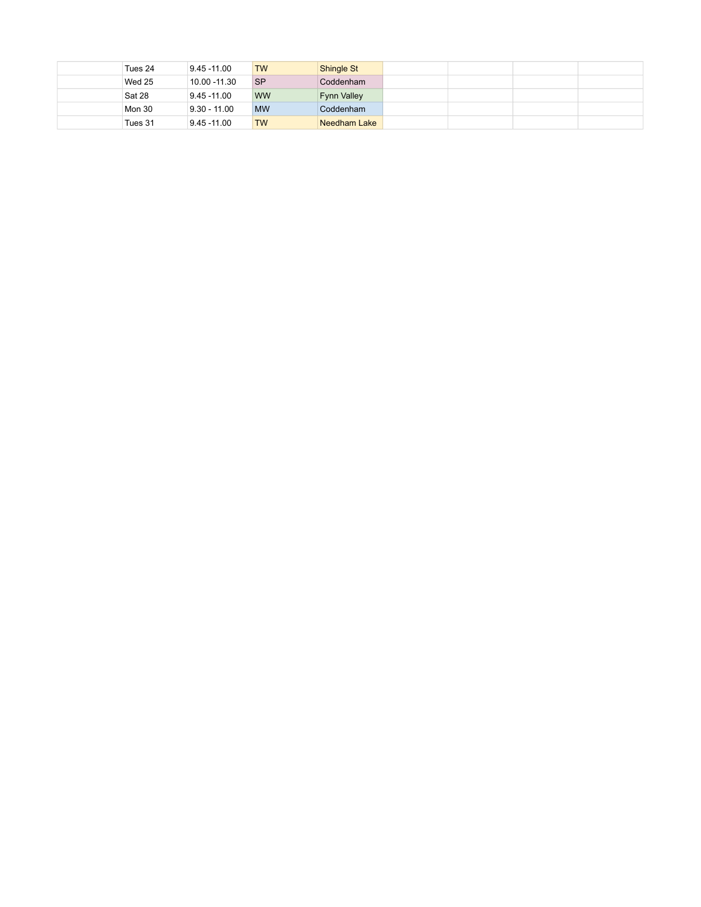| | | | | | | | | |
|---|---|---|---|---|---|---|---|---|
| | Tues 24 | 9.45 -11.00 | TW | Shingle St | | | | |
| | Wed 25 | 10.00 -11.30 | SP | Coddenham | | | | |
| | Sat 28 | 9.45 -11.00 | WW | Fynn Valley | | | | |
| | Mon 30 | 9.30 - 11.00 | MW | Coddenham | | | | |
| | Tues 31 | 9.45 -11.00 | TW | Needham Lake | | | | |